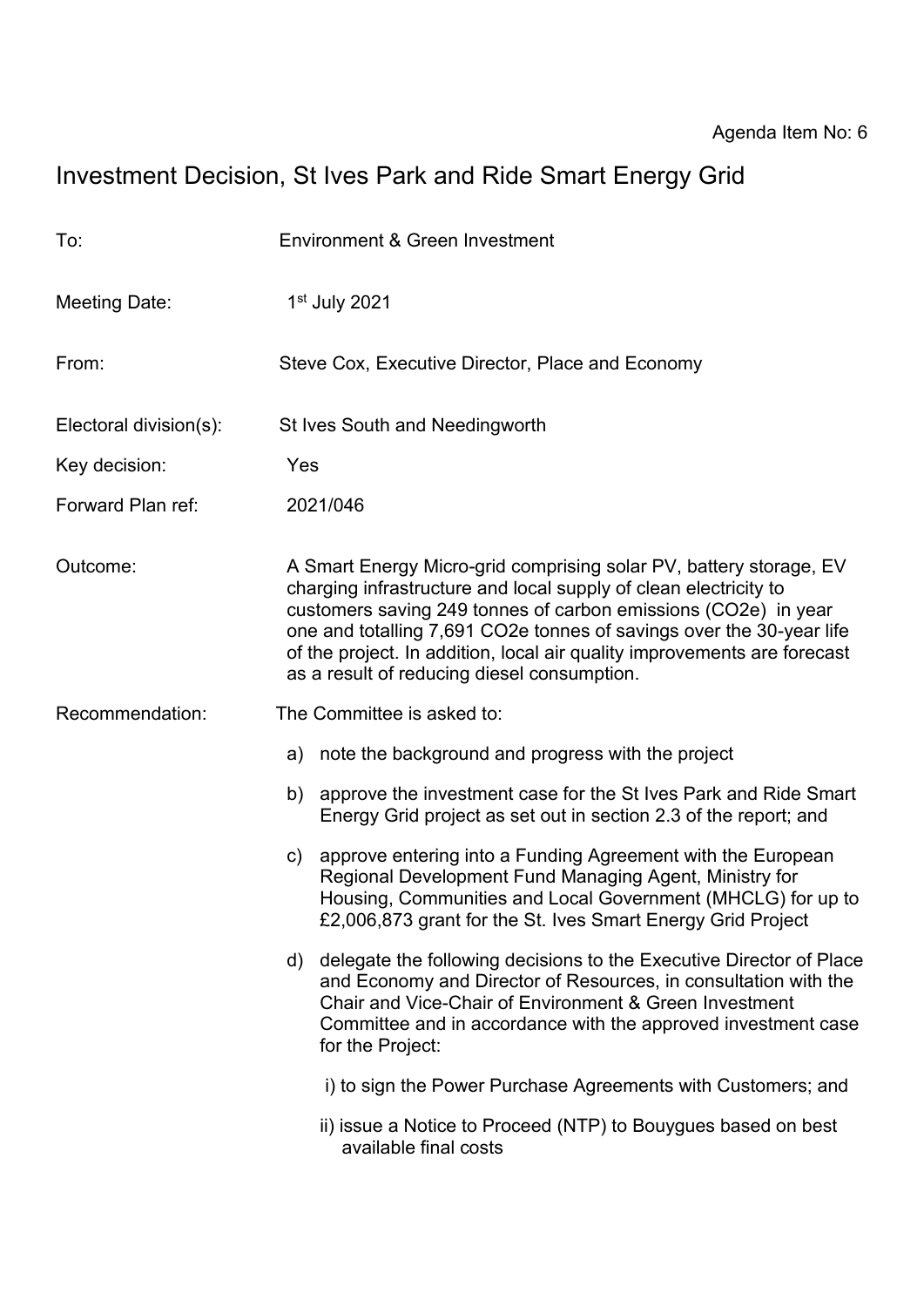Agenda Item No: 6

# Investment Decision, St Ives Park and Ride Smart Energy Grid

To: Environment & Green Investment

Meeting Date: 1st July 2021

From: Steve Cox, Executive Director, Place and Economy

Electoral division(s): St Ives South and Needingworth

Key decision: Yes

Forward Plan ref: 2021/046

Outcome: A Smart Energy Micro-grid comprising solar PV, battery storage, EV charging infrastructure and local supply of clean electricity to customers saving 249 tonnes of carbon emissions ($CO_2e$) in year one and totalling 7,691 $CO_2e$ tonnes of savings over the 30-year life of the project. In addition, local air quality improvements are forecast as a result of reducing diesel consumption.

Recommendation: The Committee is asked to:

a) note the background and progress with the project

b) approve the investment case for the St Ives Park and Ride Smart Energy Grid project as set out in section 2.3 of the report; and

c) approve entering into a Funding Agreement with the European Regional Development Fund Managing Agent, Ministry for Housing, Communities and Local Government (MHCLG) for up to £2,006,873 grant for the St. Ives Smart Energy Grid Project

d) delegate the following decisions to the Executive Director of Place and Economy and Director of Resources, in consultation with the Chair and Vice-Chair of Environment & Green Investment Committee and in accordance with the approved investment case for the Project:

   i) to sign the Power Purchase Agreements with Customers; and

   ii) issue a Notice to Proceed (NTP) to Bouygues based on best available final costs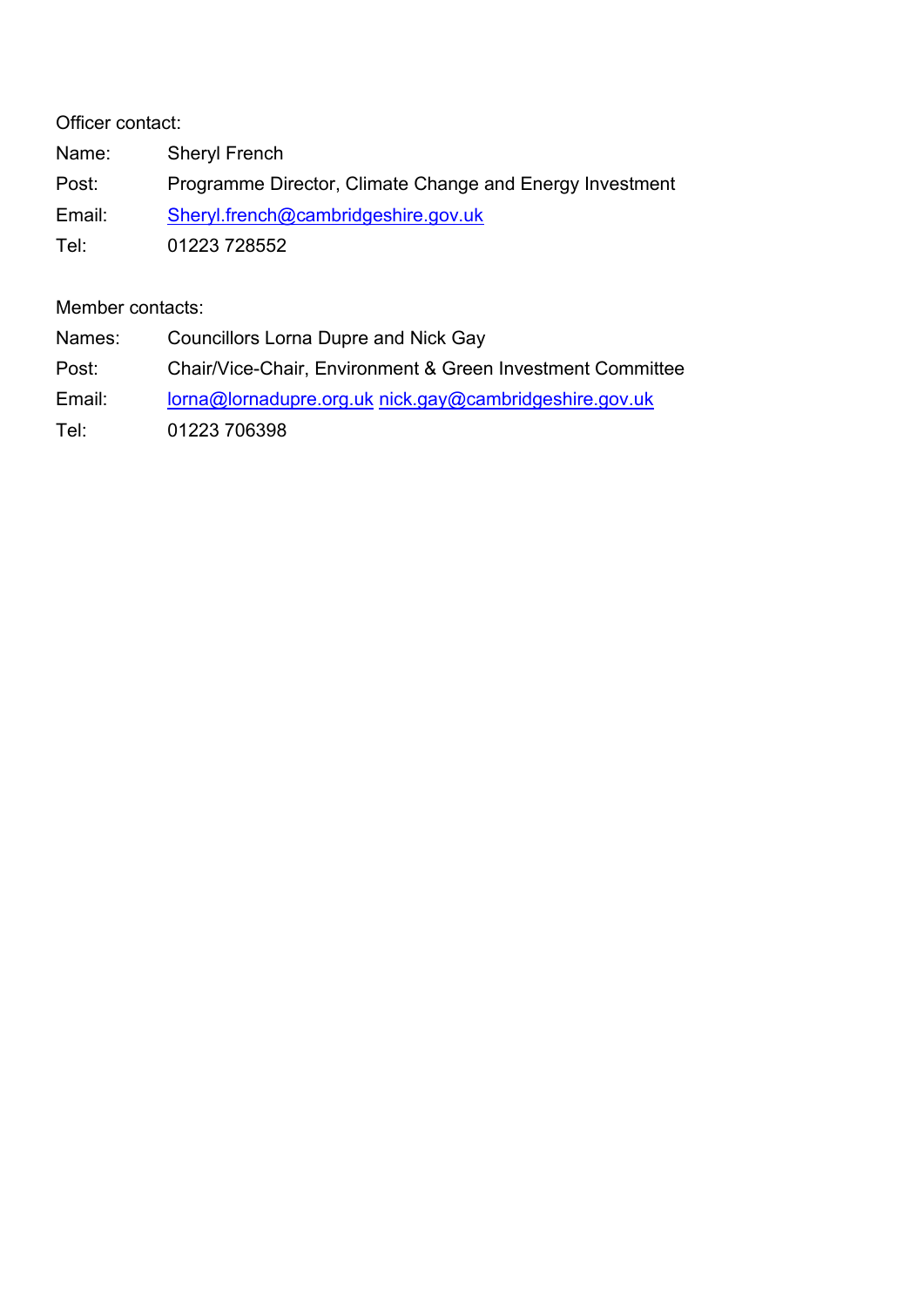Officer contact:

| | |
|---|---|
| Name: | Sheryl French |
| Post: | Programme Director, Climate Change and Energy Investment |
| Email: | Sheryl.french@cambridgeshire.gov.uk |
| Tel: | 01223 728552 |

Member contacts:

| | |
|---|---|
| Names: | Councillors Lorna Dupre and Nick Gay |
| Post: | Chair/Vice-Chair, Environment & Green Investment Committee |
| Email: | lorna@lornadupre.org.uk nick.gay@cambridgeshire.gov.uk |
| Tel: | 01223 706398 |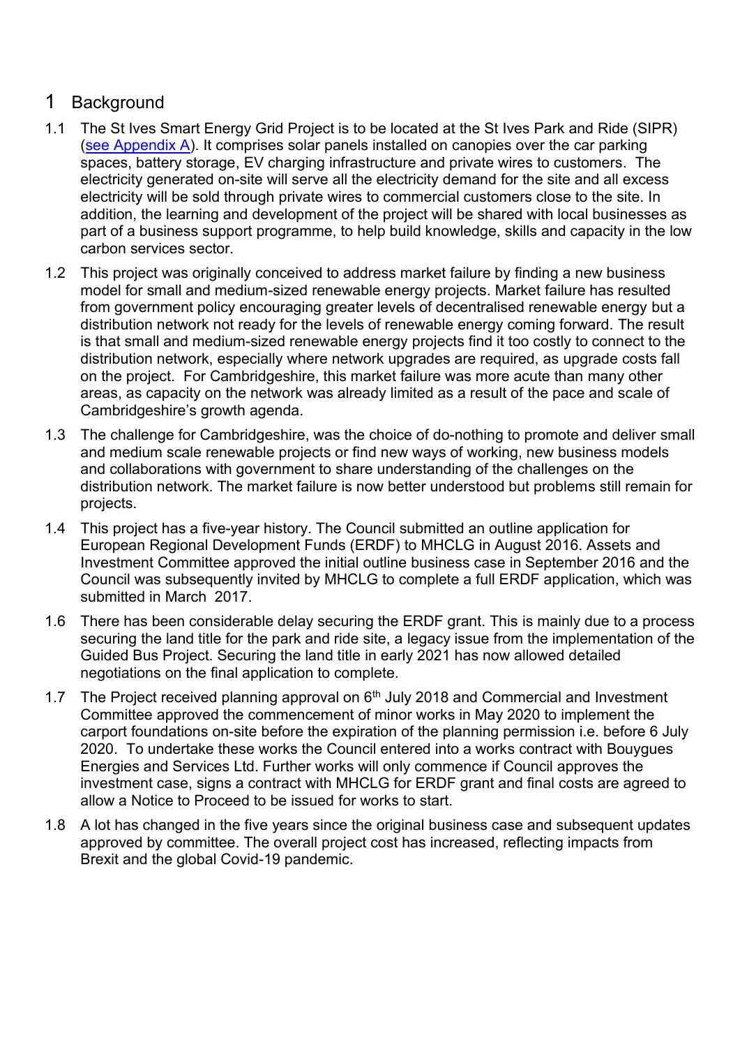# 1 Background

1.1 The St Ives Smart Energy Grid Project is to be located at the St Ives Park and Ride (SIPR) (see Appendix A). It comprises solar panels installed on canopies over the car parking spaces, battery storage, EV charging infrastructure and private wires to customers. The electricity generated on-site will serve all the electricity demand for the site and all excess electricity will be sold through private wires to commercial customers close to the site. In addition, the learning and development of the project will be shared with local businesses as part of a business support programme, to help build knowledge, skills and capacity in the low carbon services sector.

1.2 This project was originally conceived to address market failure by finding a new business model for small and medium-sized renewable energy projects. Market failure has resulted from government policy encouraging greater levels of decentralised renewable energy but a distribution network not ready for the levels of renewable energy coming forward. The result is that small and medium-sized renewable energy projects find it too costly to connect to the distribution network, especially where network upgrades are required, as upgrade costs fall on the project. For Cambridgeshire, this market failure was more acute than many other areas, as capacity on the network was already limited as a result of the pace and scale of Cambridgeshire's growth agenda.

1.3 The challenge for Cambridgeshire, was the choice of do-nothing to promote and deliver small and medium scale renewable projects or find new ways of working, new business models and collaborations with government to share understanding of the challenges on the distribution network. The market failure is now better understood but problems still remain for projects.

1.4 This project has a five-year history. The Council submitted an outline application for European Regional Development Funds (ERDF) to MHCLG in August 2016. Assets and Investment Committee approved the initial outline business case in September 2016 and the Council was subsequently invited by MHCLG to complete a full ERDF application, which was submitted in March 2017.

1.6 There has been considerable delay securing the ERDF grant. This is mainly due to a process securing the land title for the park and ride site, a legacy issue from the implementation of the Guided Bus Project. Securing the land title in early 2021 has now allowed detailed negotiations on the final application to complete.

1.7 The Project received planning approval on 6th July 2018 and Commercial and Investment Committee approved the commencement of minor works in May 2020 to implement the carport foundations on-site before the expiration of the planning permission i.e. before 6 July 2020. To undertake these works the Council entered into a works contract with Bouygues Energies and Services Ltd. Further works will only commence if Council approves the investment case, signs a contract with MHCLG for ERDF grant and final costs are agreed to allow a Notice to Proceed to be issued for works to start.

1.8 A lot has changed in the five years since the original business case and subsequent updates approved by committee. The overall project cost has increased, reflecting impacts from Brexit and the global Covid-19 pandemic.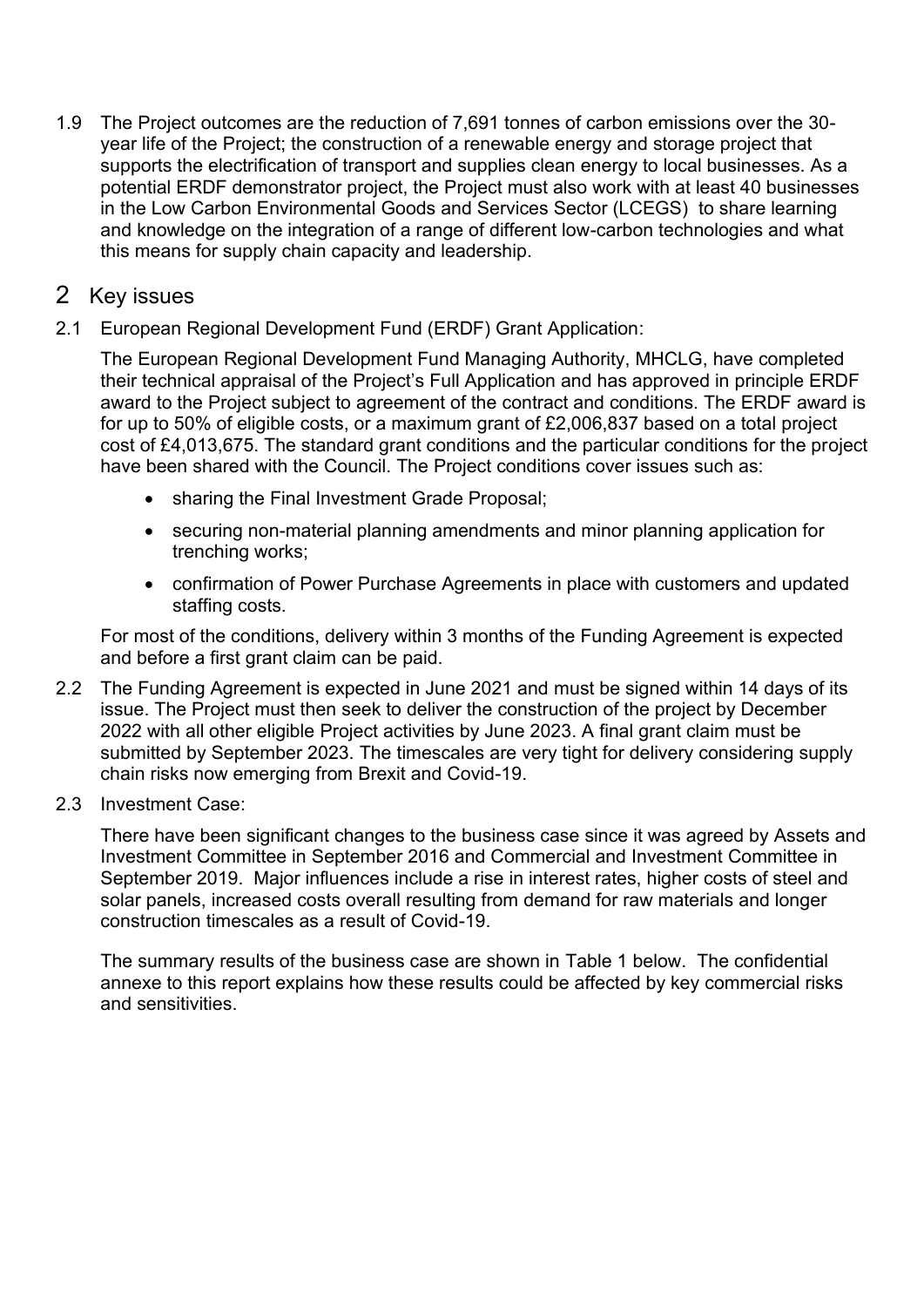1.9 The Project outcomes are the reduction of 7,691 tonnes of carbon emissions over the 30-year life of the Project; the construction of a renewable energy and storage project that supports the electrification of transport and supplies clean energy to local businesses. As a potential ERDF demonstrator project, the Project must also work with at least 40 businesses in the Low Carbon Environmental Goods and Services Sector (LCEGS) to share learning and knowledge on the integration of a range of different low-carbon technologies and what this means for supply chain capacity and leadership.

## 2 Key issues

2.1 European Regional Development Fund (ERDF) Grant Application:

The European Regional Development Fund Managing Authority, MHCLG, have completed their technical appraisal of the Project's Full Application and has approved in principle ERDF award to the Project subject to agreement of the contract and conditions. The ERDF award is for up to 50% of eligible costs, or a maximum grant of £2,006,837 based on a total project cost of £4,013,675. The standard grant conditions and the particular conditions for the project have been shared with the Council. The Project conditions cover issues such as:

- sharing the Final Investment Grade Proposal;
- securing non-material planning amendments and minor planning application for trenching works;
- confirmation of Power Purchase Agreements in place with customers and updated staffing costs.

For most of the conditions, delivery within 3 months of the Funding Agreement is expected and before a first grant claim can be paid.

2.2 The Funding Agreement is expected in June 2021 and must be signed within 14 days of its issue. The Project must then seek to deliver the construction of the project by December 2022 with all other eligible Project activities by June 2023. A final grant claim must be submitted by September 2023. The timescales are very tight for delivery considering supply chain risks now emerging from Brexit and Covid-19.

2.3 Investment Case:

There have been significant changes to the business case since it was agreed by Assets and Investment Committee in September 2016 and Commercial and Investment Committee in September 2019. Major influences include a rise in interest rates, higher costs of steel and solar panels, increased costs overall resulting from demand for raw materials and longer construction timescales as a result of Covid-19.

The summary results of the business case are shown in Table 1 below. The confidential annexe to this report explains how these results could be affected by key commercial risks and sensitivities.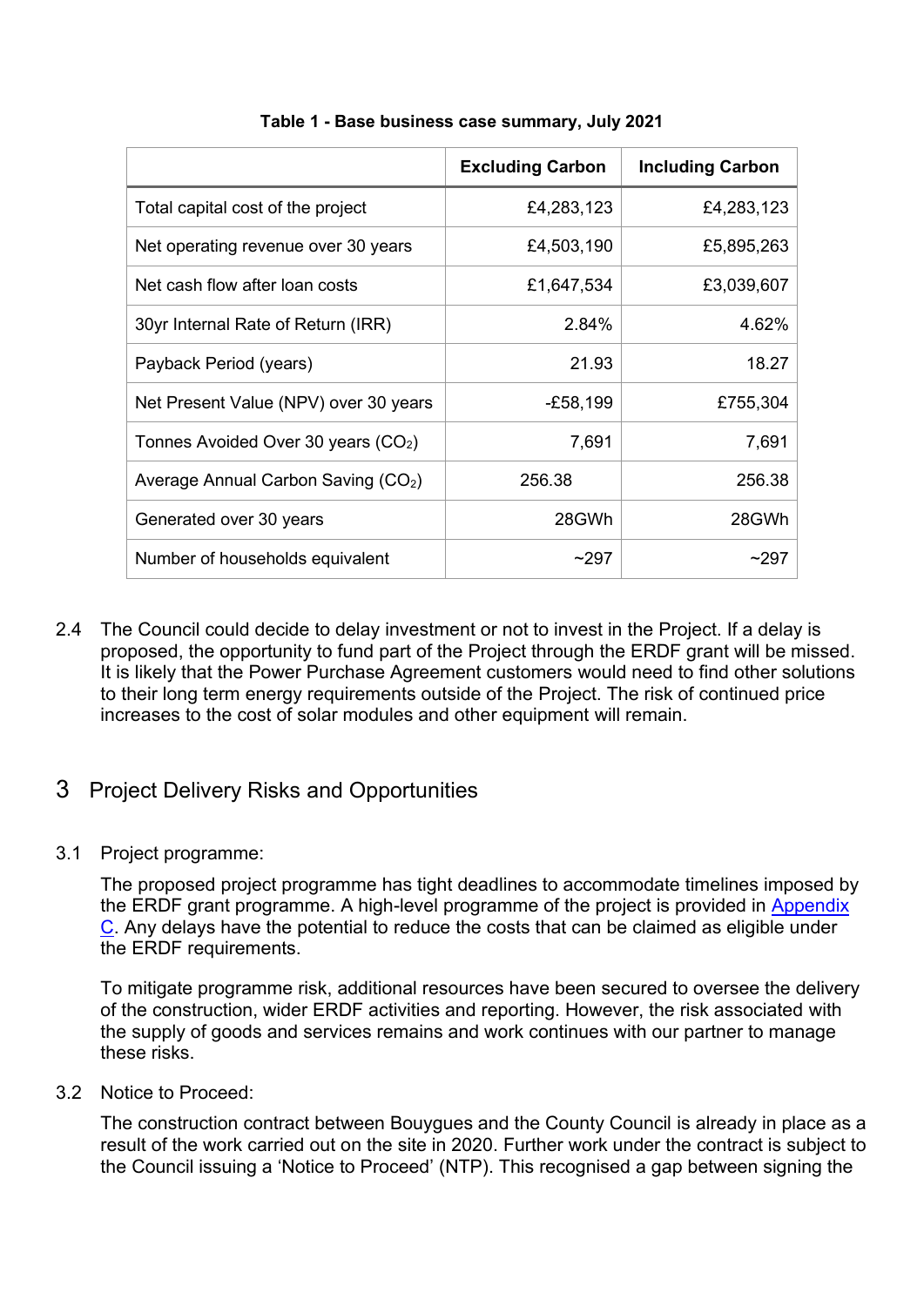**Table 1 - Base business case summary, July 2021**

| | Excluding Carbon | Including Carbon |
|---|---|---|
| Total capital cost of the project | £4,283,123 | £4,283,123 |
| Net operating revenue over 30 years | £4,503,190 | £5,895,263 |
| Net cash flow after loan costs | £1,647,534 | £3,039,607 |
| 30yr Internal Rate of Return (IRR) | 2.84% | 4.62% |
| Payback Period (years) | 21.93 | 18.27 |
| Net Present Value (NPV) over 30 years | -£58,199 | £755,304 |
| Tonnes Avoided Over 30 years ($CO_2$) | 7,691 | 7,691 |
| Average Annual Carbon Saving ($CO_2$) | 256.38 | 256.38 |
| Generated over 30 years | 28GWh | 28GWh |
| Number of households equivalent | ~297 | ~297 |

2.4 The Council could decide to delay investment or not to invest in the Project. If a delay is proposed, the opportunity to fund part of the Project through the ERDF grant will be missed. It is likely that the Power Purchase Agreement customers would need to find other solutions to their long term energy requirements outside of the Project. The risk of continued price increases to the cost of solar modules and other equipment will remain.

# 3 Project Delivery Risks and Opportunities

3.1 Project programme:

The proposed project programme has tight deadlines to accommodate timelines imposed by the ERDF grant programme. A high-level programme of the project is provided in Appendix C. Any delays have the potential to reduce the costs that can be claimed as eligible under the ERDF requirements.

To mitigate programme risk, additional resources have been secured to oversee the delivery of the construction, wider ERDF activities and reporting. However, the risk associated with the supply of goods and services remains and work continues with our partner to manage these risks.

3.2 Notice to Proceed:

The construction contract between Bouygues and the County Council is already in place as a result of the work carried out on the site in 2020. Further work under the contract is subject to the Council issuing a 'Notice to Proceed' (NTP). This recognised a gap between signing the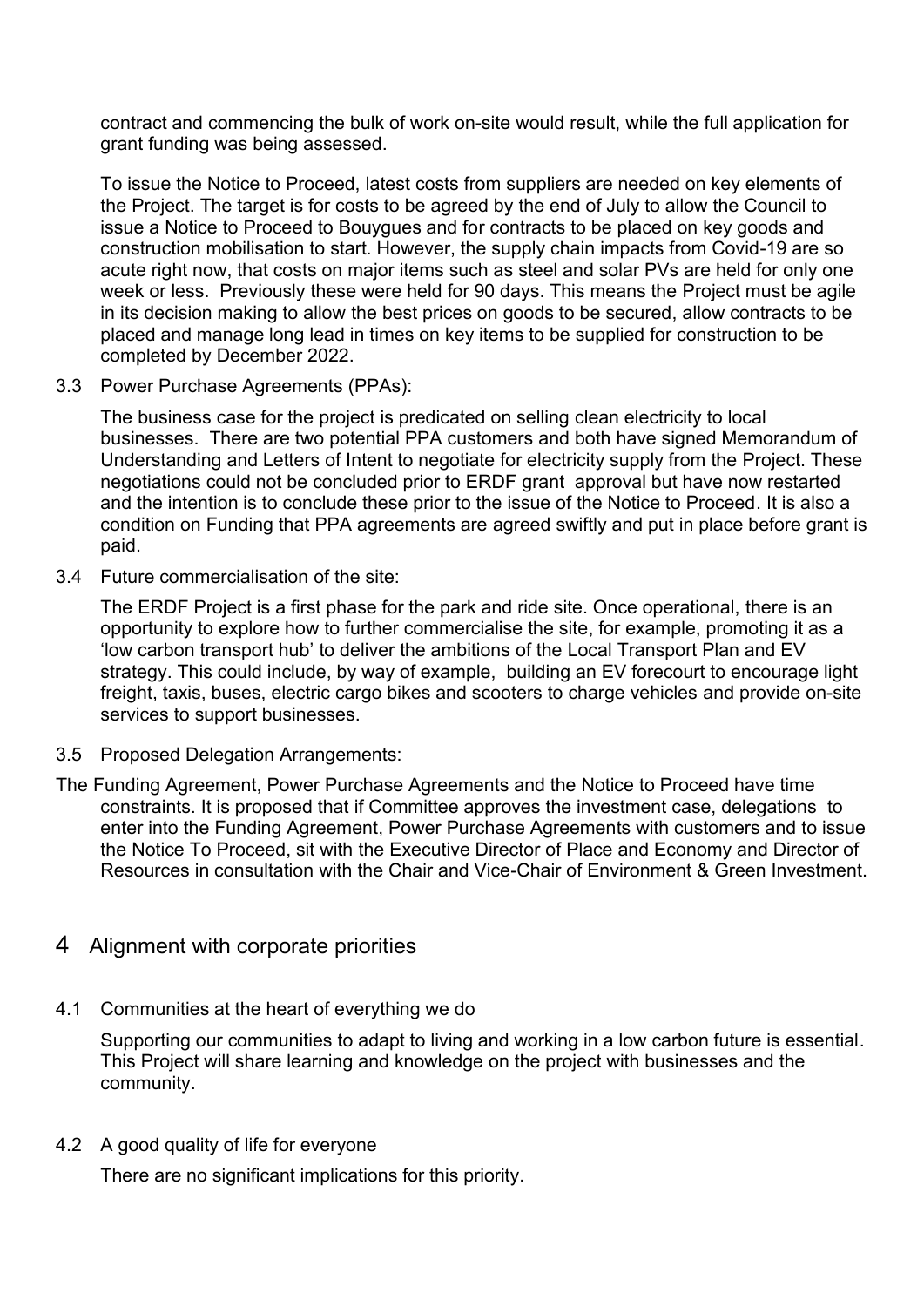contract and commencing the bulk of work on-site would result, while the full application for grant funding was being assessed.

To issue the Notice to Proceed, latest costs from suppliers are needed on key elements of the Project. The target is for costs to be agreed by the end of July to allow the Council to issue a Notice to Proceed to Bouygues and for contracts to be placed on key goods and construction mobilisation to start. However, the supply chain impacts from Covid-19 are so acute right now, that costs on major items such as steel and solar PVs are held for only one week or less. Previously these were held for 90 days. This means the Project must be agile in its decision making to allow the best prices on goods to be secured, allow contracts to be placed and manage long lead in times on key items to be supplied for construction to be completed by December 2022.

3.3 Power Purchase Agreements (PPAs):

The business case for the project is predicated on selling clean electricity to local businesses. There are two potential PPA customers and both have signed Memorandum of Understanding and Letters of Intent to negotiate for electricity supply from the Project. These negotiations could not be concluded prior to ERDF grant approval but have now restarted and the intention is to conclude these prior to the issue of the Notice to Proceed. It is also a condition on Funding that PPA agreements are agreed swiftly and put in place before grant is paid.

3.4 Future commercialisation of the site:

The ERDF Project is a first phase for the park and ride site. Once operational, there is an opportunity to explore how to further commercialise the site, for example, promoting it as a 'low carbon transport hub' to deliver the ambitions of the Local Transport Plan and EV strategy. This could include, by way of example, building an EV forecourt to encourage light freight, taxis, buses, electric cargo bikes and scooters to charge vehicles and provide on-site services to support businesses.

3.5 Proposed Delegation Arrangements:

The Funding Agreement, Power Purchase Agreements and the Notice to Proceed have time constraints. It is proposed that if Committee approves the investment case, delegations to enter into the Funding Agreement, Power Purchase Agreements with customers and to issue the Notice To Proceed, sit with the Executive Director of Place and Economy and Director of Resources in consultation with the Chair and Vice-Chair of Environment & Green Investment.

# 4 Alignment with corporate priorities

4.1 Communities at the heart of everything we do

Supporting our communities to adapt to living and working in a low carbon future is essential. This Project will share learning and knowledge on the project with businesses and the community.

4.2 A good quality of life for everyone

There are no significant implications for this priority.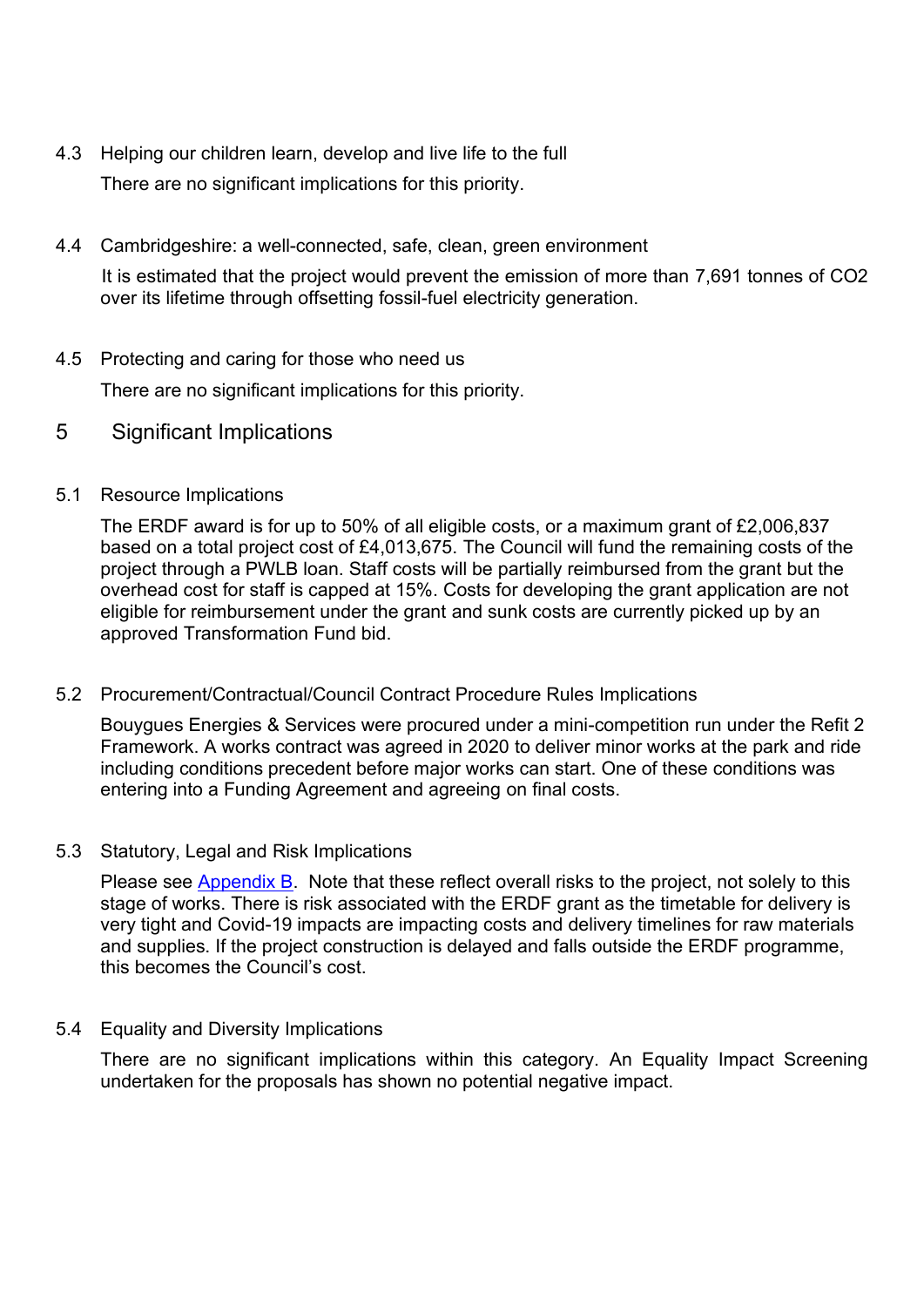### 4.3 Helping our children learn, develop and live life to the full

There are no significant implications for this priority.

### 4.4 Cambridgeshire: a well-connected, safe, clean, green environment

It is estimated that the project would prevent the emission of more than 7,691 tonnes of $CO_2$ over its lifetime through offsetting fossil-fuel electricity generation.

### 4.5 Protecting and caring for those who need us

There are no significant implications for this priority.

## 5 Significant Implications

### 5.1 Resource Implications

The ERDF award is for up to 50% of all eligible costs, or a maximum grant of £2,006,837 based on a total project cost of £4,013,675. The Council will fund the remaining costs of the project through a PWLB loan. Staff costs will be partially reimbursed from the grant but the overhead cost for staff is capped at 15%. Costs for developing the grant application are not eligible for reimbursement under the grant and sunk costs are currently picked up by an approved Transformation Fund bid.

### 5.2 Procurement/Contractual/Council Contract Procedure Rules Implications

Bouygues Energies & Services were procured under a mini-competition run under the Refit 2 Framework. A works contract was agreed in 2020 to deliver minor works at the park and ride including conditions precedent before major works can start. One of these conditions was entering into a Funding Agreement and agreeing on final costs.

### 5.3 Statutory, Legal and Risk Implications

Please see Appendix B. Note that these reflect overall risks to the project, not solely to this stage of works. There is risk associated with the ERDF grant as the timetable for delivery is very tight and Covid-19 impacts are impacting costs and delivery timelines for raw materials and supplies. If the project construction is delayed and falls outside the ERDF programme, this becomes the Council's cost.

### 5.4 Equality and Diversity Implications

There are no significant implications within this category. An Equality Impact Screening undertaken for the proposals has shown no potential negative impact.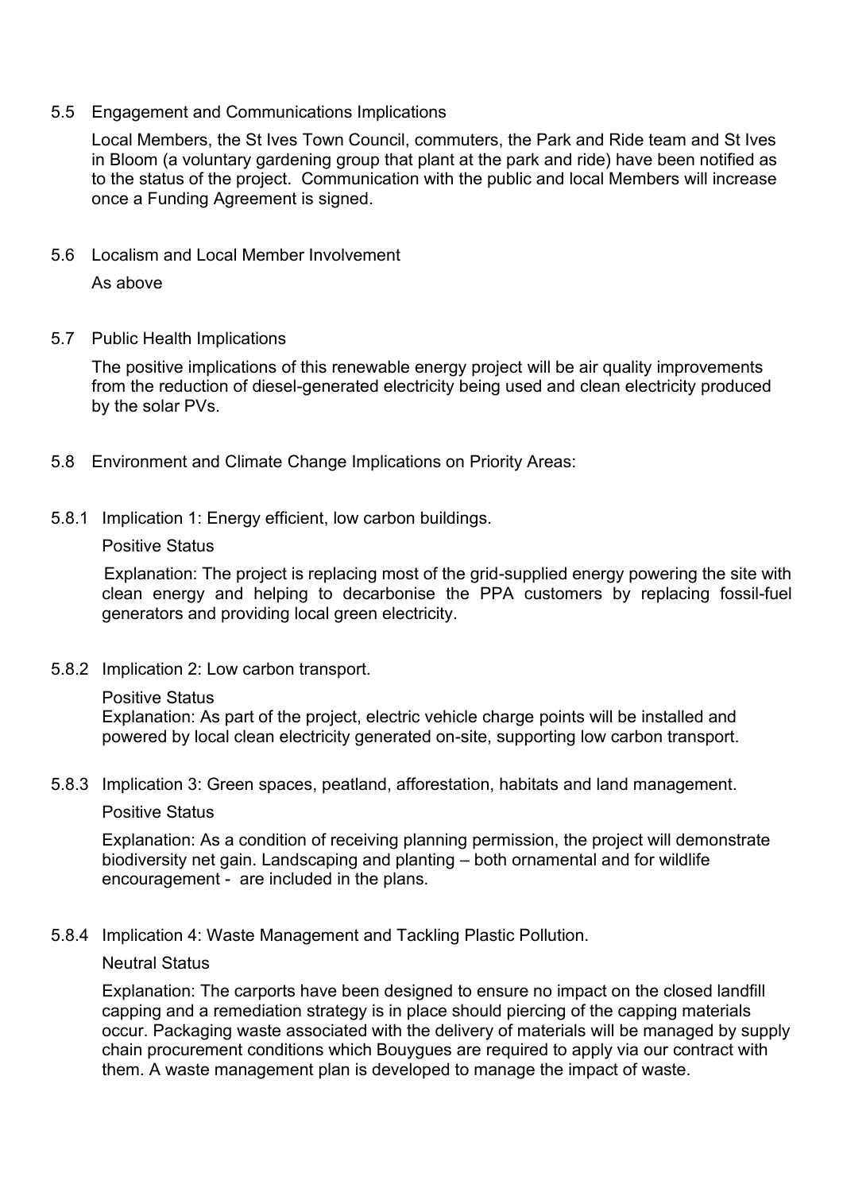### 5.5 Engagement and Communications Implications

Local Members, the St Ives Town Council, commuters, the Park and Ride team and St Ives in Bloom (a voluntary gardening group that plant at the park and ride) have been notified as to the status of the project. Communication with the public and local Members will increase once a Funding Agreement is signed.

### 5.6 Localism and Local Member Involvement

As above

### 5.7 Public Health Implications

The positive implications of this renewable energy project will be air quality improvements from the reduction of diesel-generated electricity being used and clean electricity produced by the solar PVs.

### 5.8 Environment and Climate Change Implications on Priority Areas:

#### 5.8.1 Implication 1: Energy efficient, low carbon buildings.

Positive Status

Explanation: The project is replacing most of the grid-supplied energy powering the site with clean energy and helping to decarbonise the PPA customers by replacing fossil-fuel generators and providing local green electricity.

#### 5.8.2 Implication 2: Low carbon transport.

Positive Status

Explanation: As part of the project, electric vehicle charge points will be installed and powered by local clean electricity generated on-site, supporting low carbon transport.

#### 5.8.3 Implication 3: Green spaces, peatland, afforestation, habitats and land management.

Positive Status

Explanation: As a condition of receiving planning permission, the project will demonstrate biodiversity net gain. Landscaping and planting – both ornamental and for wildlife encouragement - are included in the plans.

#### 5.8.4 Implication 4: Waste Management and Tackling Plastic Pollution.

Neutral Status

Explanation: The carports have been designed to ensure no impact on the closed landfill capping and a remediation strategy is in place should piercing of the capping materials occur. Packaging waste associated with the delivery of materials will be managed by supply chain procurement conditions which Bouygues are required to apply via our contract with them. A waste management plan is developed to manage the impact of waste.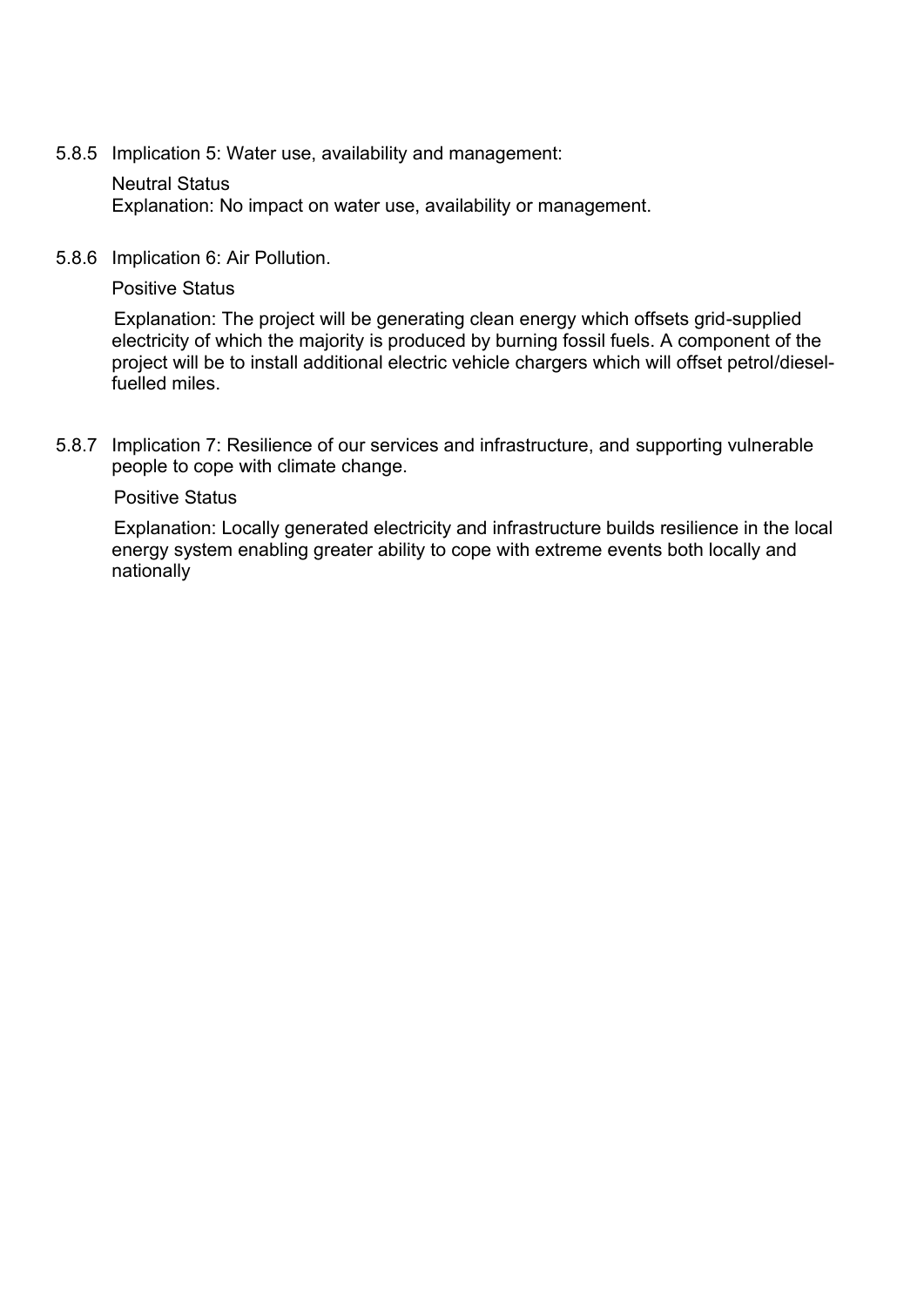5.8.5 Implication 5: Water use, availability and management:

Neutral Status
Explanation: No impact on water use, availability or management.

5.8.6 Implication 6: Air Pollution.

Positive Status

Explanation: The project will be generating clean energy which offsets grid-supplied electricity of which the majority is produced by burning fossil fuels. A component of the project will be to install additional electric vehicle chargers which will offset petrol/diesel-fuelled miles.

5.8.7 Implication 7: Resilience of our services and infrastructure, and supporting vulnerable people to cope with climate change.

Positive Status

Explanation: Locally generated electricity and infrastructure builds resilience in the local energy system enabling greater ability to cope with extreme events both locally and nationally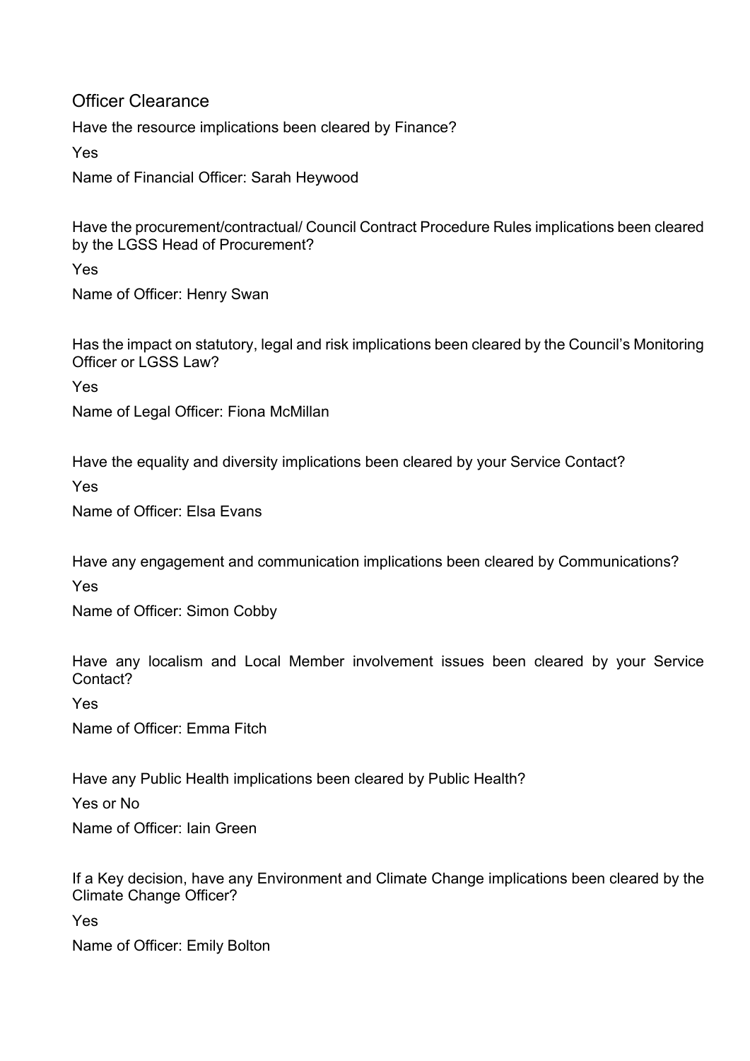## Officer Clearance

Have the resource implications been cleared by Finance?

Yes

Name of Financial Officer: Sarah Heywood

Have the procurement/contractual/ Council Contract Procedure Rules implications been cleared by the LGSS Head of Procurement?

Yes

Name of Officer: Henry Swan

Has the impact on statutory, legal and risk implications been cleared by the Council's Monitoring Officer or LGSS Law?

Yes

Name of Legal Officer: Fiona McMillan

Have the equality and diversity implications been cleared by your Service Contact?

Yes

Name of Officer: Elsa Evans

Have any engagement and communication implications been cleared by Communications?

Yes

Name of Officer: Simon Cobby

Have any localism and Local Member involvement issues been cleared by your Service Contact?

Yes

Name of Officer: Emma Fitch

Have any Public Health implications been cleared by Public Health?

Yes or No

Name of Officer: Iain Green

If a Key decision, have any Environment and Climate Change implications been cleared by the Climate Change Officer?

Yes

Name of Officer: Emily Bolton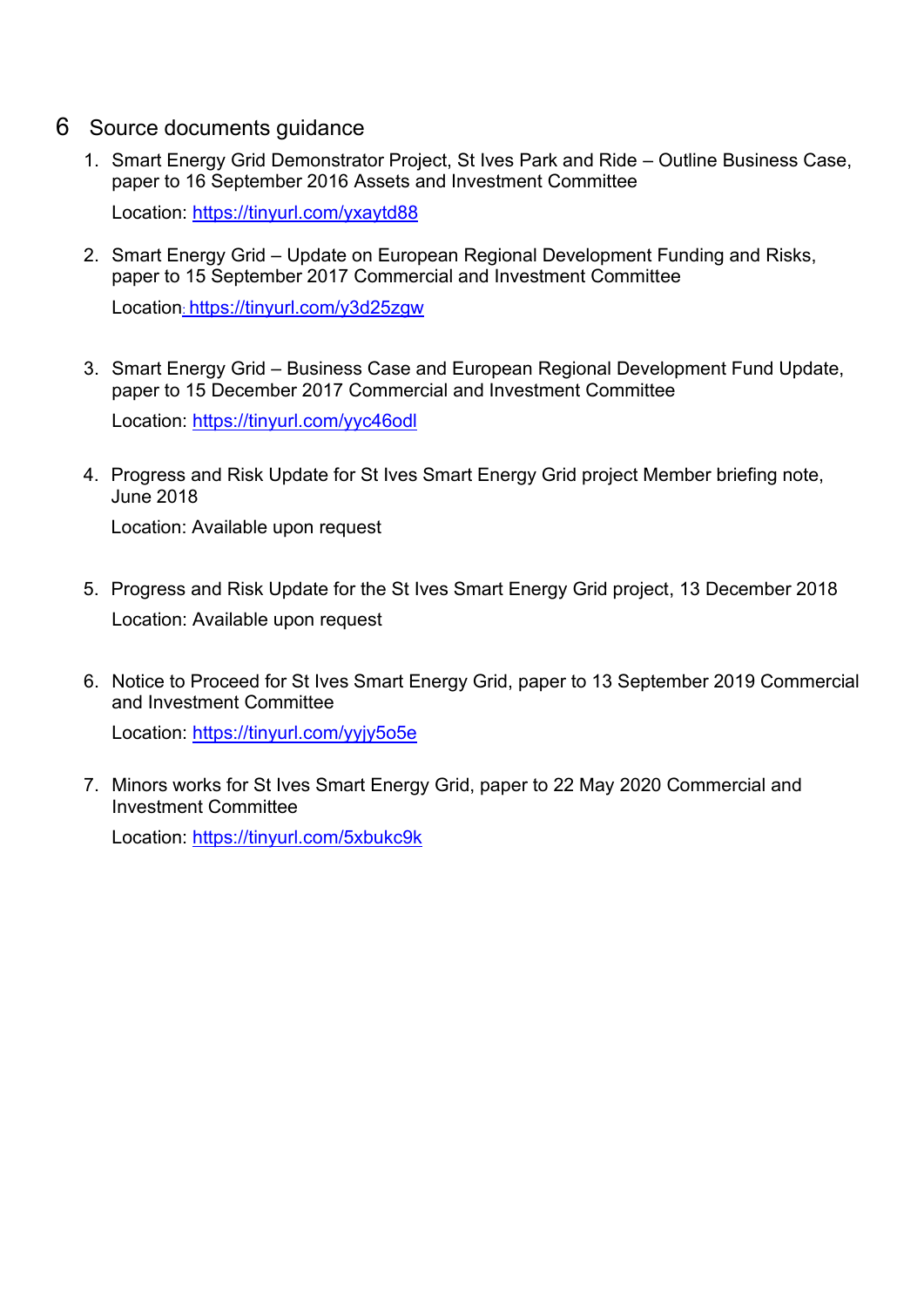# 6 Source documents guidance

1. Smart Energy Grid Demonstrator Project, St Ives Park and Ride – Outline Business Case, paper to 16 September 2016 Assets and Investment Committee

   Location: https://tinyurl.com/yxaytd88

2. Smart Energy Grid – Update on European Regional Development Funding and Risks, paper to 15 September 2017 Commercial and Investment Committee

   Location: https://tinyurl.com/y3d25zgw

3. Smart Energy Grid – Business Case and European Regional Development Fund Update, paper to 15 December 2017 Commercial and Investment Committee

   Location: https://tinyurl.com/yyc46odl

4. Progress and Risk Update for St Ives Smart Energy Grid project Member briefing note, June 2018

   Location: Available upon request

5. Progress and Risk Update for the St Ives Smart Energy Grid project, 13 December 2018

   Location: Available upon request

6. Notice to Proceed for St Ives Smart Energy Grid, paper to 13 September 2019 Commercial and Investment Committee

   Location: https://tinyurl.com/yyjy5o5e

7. Minors works for St Ives Smart Energy Grid, paper to 22 May 2020 Commercial and Investment Committee

   Location: https://tinyurl.com/5xbukc9k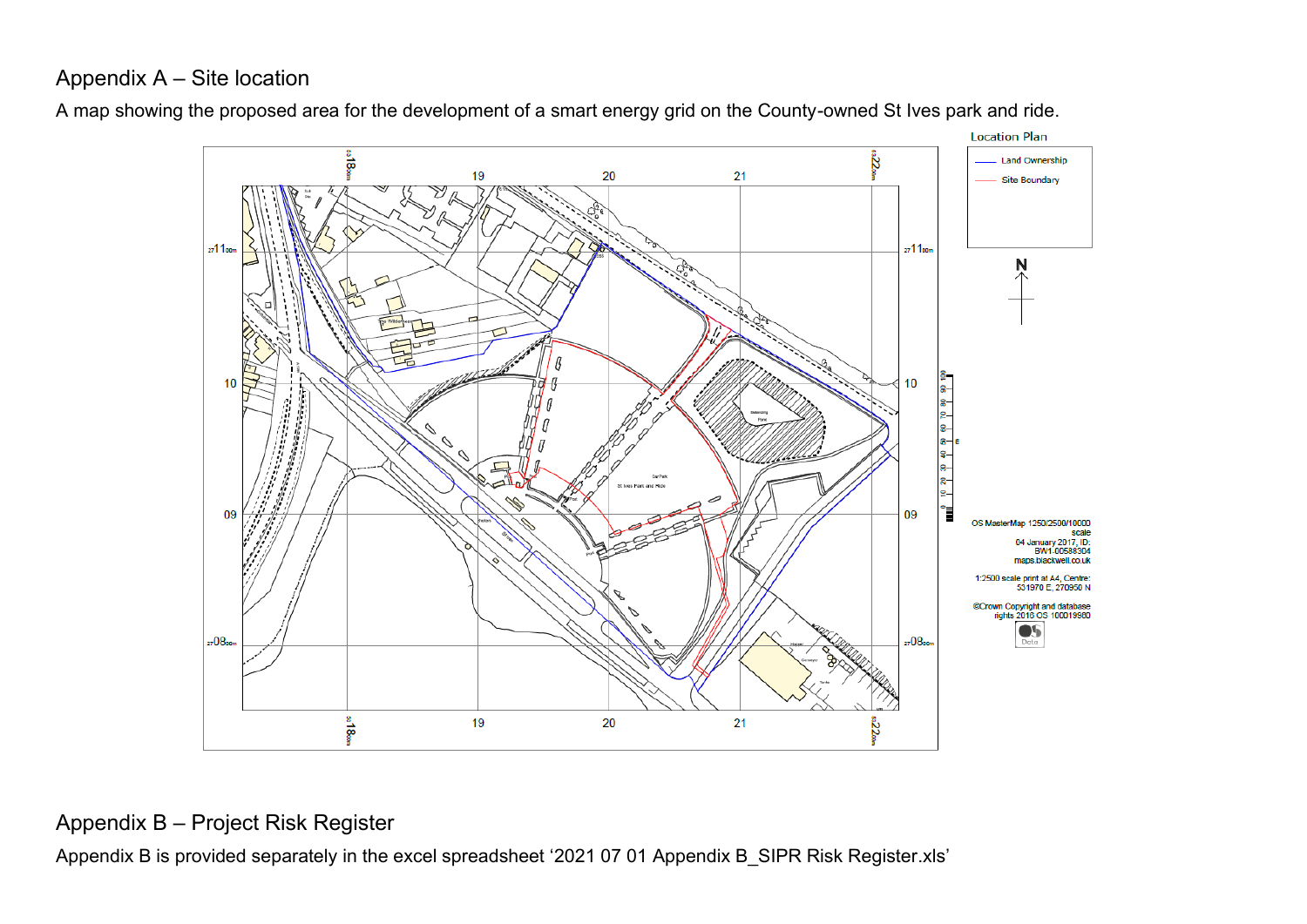## Appendix A – Site location

A map showing the proposed area for the development of a smart energy grid on the County-owned St Ives park and ride.

Location Plan

Land Ownership

Site Boundary

OS MasterMap 1250/2500/10000 scale
04 January 2017, ID: BW1-00588304
maps.blackwell.co.uk

1:2500 scale print at A4, Centre: 531970 E, 270950 N

©Crown Copyright and database rights 2016 OS 100019980

## Appendix B – Project Risk Register

Appendix B is provided separately in the excel spreadsheet '2021 07 01 Appendix B_SIPR Risk Register.xls'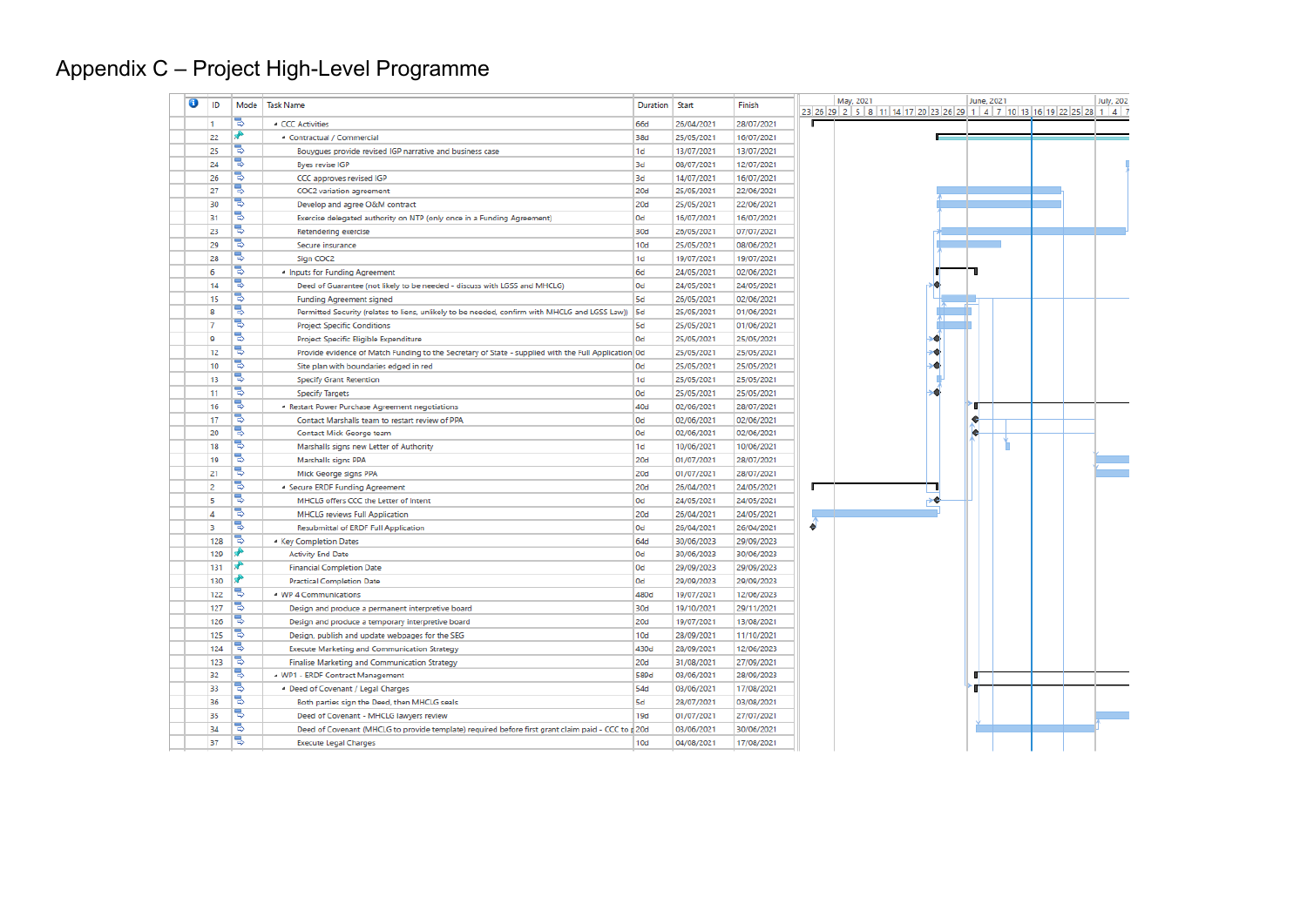# Appendix C – Project High-Level Programme

| ID | Mode | Task Name | Duration | Start | Finish |
|---|---|---|---|---|---|
| 1 | | CCC Activities | 66d | 26/04/2021 | 28/07/2021 |
| 22 | | Contractual / Commercial | 38d | 25/05/2021 | 16/07/2021 |
| 25 | | Bouygues provide revised IGP narrative and business case | 1d | 13/07/2021 | 13/07/2021 |
| 24 | | Byes revise IGP | 3d | 08/07/2021 | 12/07/2021 |
| 26 | | CCC approves revised IGP | 3d | 14/07/2021 | 16/07/2021 |
| 27 | | COC2 variation agreement | 20d | 25/05/2021 | 22/06/2021 |
| 30 | | Develop and agree O&M contract | 20d | 25/05/2021 | 22/06/2021 |
| 31 | | Exercise delegated authority on NTP (only once in a Funding Agreement) | 0d | 16/07/2021 | 16/07/2021 |
| 23 | | Retendering exercise | 30d | 26/05/2021 | 07/07/2021 |
| 29 | | Secure insurance | 10d | 25/05/2021 | 08/06/2021 |
| 28 | | Sign COC2 | 1d | 19/07/2021 | 19/07/2021 |
| 6 | | Inputs for Funding Agreement | 6d | 24/05/2021 | 02/06/2021 |
| 14 | | Deed of Guarantee (not likely to be needed - discuss with LGSS and MHCLG) | 0d | 24/05/2021 | 24/05/2021 |
| 15 | | Funding Agreement signed | 5d | 26/05/2021 | 02/06/2021 |
| 8 | | Permitted Security (relates to liens, unlikely to be needed, confirm with MHCLG and LGSS Law)) | 5d | 25/05/2021 | 01/06/2021 |
| 7 | | Project Specific Conditions | 5d | 25/05/2021 | 01/06/2021 |
| 9 | | Project Specific Eligible Expenditure | 0d | 25/05/2021 | 25/05/2021 |
| 12 | | Provide evidence of Match Funding to the Secretary of State - supplied with the Full Application | 0d | 25/05/2021 | 25/05/2021 |
| 10 | | Site plan with boundaries edged in red | 0d | 25/05/2021 | 25/05/2021 |
| 13 | | Specify Grant Retention | 1d | 25/05/2021 | 25/05/2021 |
| 11 | | Specify Targets | 0d | 25/05/2021 | 25/05/2021 |
| 16 | | Restart Power Purchase Agreement negotiations | 40d | 02/06/2021 | 28/07/2021 |
| 17 | | Contact Marshalls team to restart review of PPA | 0d | 02/06/2021 | 02/06/2021 |
| 20 | | Contact Mick George team | 0d | 02/06/2021 | 02/06/2021 |
| 18 | | Marshalls signs new Letter of Authority | 1d | 10/06/2021 | 10/06/2021 |
| 19 | | Marshalls signs PPA | 20d | 01/07/2021 | 28/07/2021 |
| 21 | | Mick George signs PPA | 20d | 01/07/2021 | 28/07/2021 |
| 2 | | Secure ERDF Funding Agreement | 20d | 26/04/2021 | 24/05/2021 |
| 5 | | MHCLG offers CCC the Letter of Intent | 0d | 24/05/2021 | 24/05/2021 |
| 4 | | MHCLG reviews Full Application | 20d | 26/04/2021 | 24/05/2021 |
| 3 | | Resubmittal of ERDF Full Application | 0d | 26/04/2021 | 26/04/2021 |
| 128 | | Key Completion Dates | 64d | 30/06/2023 | 29/09/2023 |
| 129 | | Activity End Date | 0d | 30/06/2023 | 30/06/2023 |
| 131 | | Financial Completion Date | 0d | 29/09/2023 | 29/09/2023 |
| 130 | | Practical Completion Date | 0d | 29/09/2023 | 29/09/2023 |
| 122 | | WP 4 Communications | 480d | 19/07/2021 | 12/06/2023 |
| 127 | | Design and produce a permanent interpretive board | 30d | 19/10/2021 | 29/11/2021 |
| 126 | | Design and produce a temporary interpretive board | 20d | 19/07/2021 | 13/08/2021 |
| 125 | | Design, publish and update webpages for the SEG | 10d | 28/09/2021 | 11/10/2021 |
| 124 | | Execute Marketing and Communication Strategy | 430d | 28/09/2021 | 12/06/2023 |
| 123 | | Finalise Marketing and Communication Strategy | 20d | 31/08/2021 | 27/09/2021 |
| 32 | | WP1 - ERDF Contract Management | 580d | 03/06/2021 | 28/06/2023 |
| 33 | | Deed of Covenant / Legal Charges | 54d | 03/06/2021 | 17/08/2021 |
| 36 | | Both parties sign the Deed, then MHCLG seals | 5d | 28/07/2021 | 03/08/2021 |
| 35 | | Deed of Covenant - MHCLG lawyers review | 19d | 01/07/2021 | 27/07/2021 |
| 34 | | Deed of Covenant (MHCLG to provide template) required before first grant claim paid - CCC to p | 20d | 03/06/2021 | 30/06/2021 |
| 37 | | Execute Legal Charges | 10d | 04/08/2021 | 17/08/2021 |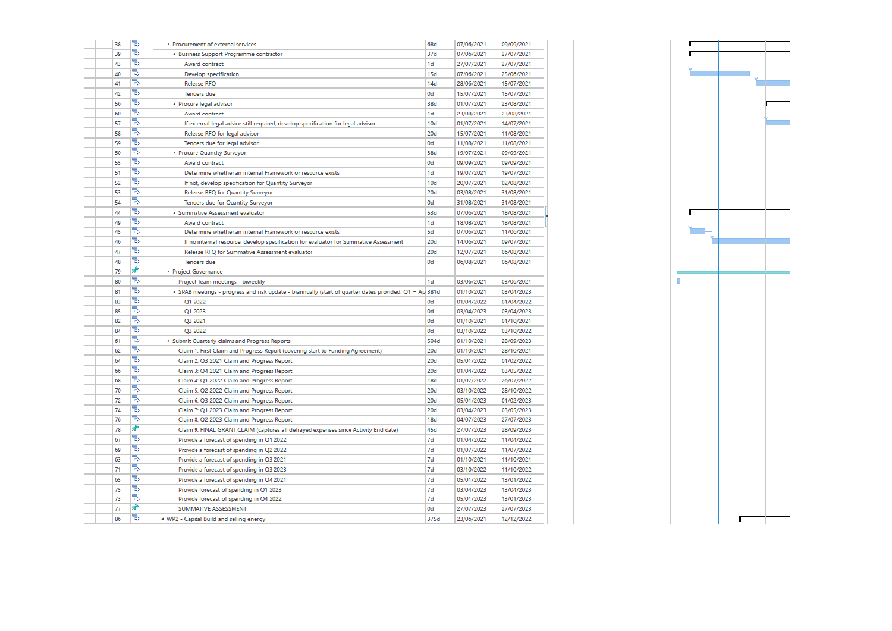| ID | Task Name | Duration | Start | Finish |
|---|---|---|---|---|
| 38 | ◢ Procurement of external services | 68d | 07/06/2021 | 09/09/2021 |
| 39 | ◢ Business Support Programme contractor | 37d | 07/06/2021 | 27/07/2021 |
| 43 | Award contract | 1d | 27/07/2021 | 27/07/2021 |
| 40 | Develop specification | 15d | 07/06/2021 | 25/06/2021 |
| 41 | Release RFQ | 14d | 28/06/2021 | 15/07/2021 |
| 42 | Tenders due | 0d | 15/07/2021 | 15/07/2021 |
| 56 | ◢ Procure legal advisor | 38d | 01/07/2021 | 23/08/2021 |
| 60 | Award contract | 1d | 23/08/2021 | 23/08/2021 |
| 57 | If external legal advice still required, develop specification for legal advisor | 10d | 01/07/2021 | 14/07/2021 |
| 58 | Release RFQ for legal advisor | 20d | 15/07/2021 | 11/08/2021 |
| 59 | Tenders due for legal advisor | 0d | 11/08/2021 | 11/08/2021 |
| 50 | ◢ Procure Quantity Surveyor | 38d | 19/07/2021 | 09/09/2021 |
| 55 | Award contract | 0d | 09/09/2021 | 09/09/2021 |
| 51 | Determine whether an internal Framework or resource exists | 1d | 19/07/2021 | 19/07/2021 |
| 52 | If not, develop specification for Quantity Surveyor | 10d | 20/07/2021 | 02/08/2021 |
| 53 | Release RFQ for Quantity Surveyor | 20d | 03/08/2021 | 31/08/2021 |
| 54 | Tenders due for Quantity Surveyor | 0d | 31/08/2021 | 31/08/2021 |
| 44 | ◢ Summative Assessment evaluator | 53d | 07/06/2021 | 18/08/2021 |
| 49 | Award contract | 1d | 18/08/2021 | 18/08/2021 |
| 45 | Determine whether an internal Framework or resource exists | 5d | 07/06/2021 | 11/06/2021 |
| 46 | If no internal resource, develop specification for evaluator for Summative Assessment | 20d | 14/06/2021 | 09/07/2021 |
| 47 | Release RFQ for Summative Assessment evaluator | 20d | 12/07/2021 | 06/08/2021 |
| 48 | Tenders due | 0d | 06/08/2021 | 06/08/2021 |
| 79 | ◢ Project Governance | | | |
| 80 | Project Team meetings - biweekly | 1d | 03/06/2021 | 03/06/2021 |
| 81 | ◢ SPAB meetings - progress and risk update - biannually (start of quarter dates provided, Q1 = Ap | 381d | 01/10/2021 | 03/04/2023 |
| 83 | Q1 2022 | 0d | 01/04/2022 | 01/04/2022 |
| 85 | Q1 2023 | 0d | 03/04/2023 | 03/04/2023 |
| 82 | Q3 2021 | 0d | 01/10/2021 | 01/10/2021 |
| 84 | Q3 2022 | 0d | 03/10/2022 | 03/10/2022 |
| 61 | ◢ Submit Quarterly claims and Progress Reports | 504d | 01/10/2021 | 28/09/2023 |
| 62 | Claim 1: First Claim and Progress Report (covering start to Funding Agreement) | 20d | 01/10/2021 | 28/10/2021 |
| 64 | Claim 2: Q3 2021 Claim and Progress Report | 20d | 05/01/2022 | 01/02/2022 |
| 66 | Claim 3: Q4 2021 Claim and Progress Report | 20d | 01/04/2022 | 03/05/2022 |
| 68 | Claim 4: Q1 2022 Claim and Progress Report | 18d | 01/07/2022 | 26/07/2022 |
| 70 | Claim 5: Q2 2022 Claim and Progress Report | 20d | 03/10/2022 | 28/10/2022 |
| 72 | Claim 6: Q3 2022 Claim and Progress Report | 20d | 05/01/2023 | 01/02/2023 |
| 74 | Claim 7: Q1 2023 Claim and Progress Report | 20d | 03/04/2023 | 03/05/2023 |
| 76 | Claim 8: Q2 2023 Claim and Progress Report | 18d | 04/07/2023 | 27/07/2023 |
| 78 | Claim 9: FINAL GRANT CLAIM (captures all defrayed expenses since Activity End date) | 45d | 27/07/2023 | 28/09/2023 |
| 67 | Provide a forecast of spending in Q1 2022 | 7d | 01/04/2022 | 11/04/2022 |
| 69 | Provide a forecast of spending in Q2 2022 | 7d | 01/07/2022 | 11/07/2022 |
| 63 | Provide a forecast of spending in Q3 2021 | 7d | 01/10/2021 | 11/10/2021 |
| 71 | Provide a forecast of spending in Q3 2023 | 7d | 03/10/2022 | 11/10/2022 |
| 65 | Provide a forecast of spending in Q4 2021 | 7d | 05/01/2022 | 13/01/2022 |
| 75 | Provide forecast of spending in Q1 2023 | 7d | 03/04/2023 | 13/04/2023 |
| 73 | Provide forecast of spending in Q4 2022 | 7d | 05/01/2023 | 13/01/2023 |
| 77 | SUMMATIVE ASSESSMENT | 0d | 27/07/2023 | 27/07/2023 |
| 86 | ◢ WP2 - Capital Build and selling energy | 375d | 23/06/2021 | 12/12/2022 |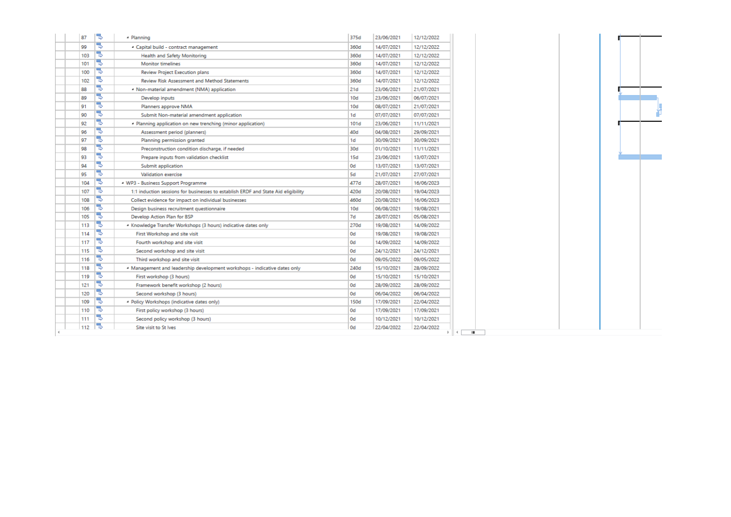| | | | | |
|---|---|---|---|---|
| 87 | ◢ Planning | 375d | 23/06/2021 | 12/12/2022 |
| 99 | ◢ Capital build - contract management | 360d | 14/07/2021 | 12/12/2022 |
| 103 | Health and Safety Monitoring | 360d | 14/07/2021 | 12/12/2022 |
| 101 | Monitor timelines | 360d | 14/07/2021 | 12/12/2022 |
| 100 | Review Project Execution plans | 360d | 14/07/2021 | 12/12/2022 |
| 102 | Review Risk Assessment and Method Statements | 360d | 14/07/2021 | 12/12/2022 |
| 88 | ◢ Non-material amendment (NMA) application | 21d | 23/06/2021 | 21/07/2021 |
| 89 | Develop inputs | 10d | 23/06/2021 | 06/07/2021 |
| 91 | Planners approve NMA | 10d | 08/07/2021 | 21/07/2021 |
| 90 | Submit Non-material amendment application | 1d | 07/07/2021 | 07/07/2021 |
| 92 | ◢ Planning application on new trenching (minor application) | 101d | 23/06/2021 | 11/11/2021 |
| 96 | Assessment period (planners) | 40d | 04/08/2021 | 29/09/2021 |
| 97 | Planning permission granted | 1d | 30/09/2021 | 30/09/2021 |
| 98 | Preconstruction condition discharge, if needed | 30d | 01/10/2021 | 11/11/2021 |
| 93 | Prepare inputs from validation checklist | 15d | 23/06/2021 | 13/07/2021 |
| 94 | Submit application | 0d | 13/07/2021 | 13/07/2021 |
| 95 | Validation exercise | 5d | 21/07/2021 | 27/07/2021 |
| 104 | ◢ WP3 - Business Support Programme | 477d | 28/07/2021 | 16/06/2023 |
| 107 | 1:1 induction sessions for businesses to establish ERDF and State Aid eligibility | 420d | 20/08/2021 | 19/04/2023 |
| 108 | Collect evidence for impact on individual businesses | 460d | 20/08/2021 | 16/06/2023 |
| 106 | Design business recruitment questionnaire | 10d | 06/08/2021 | 19/08/2021 |
| 105 | Develop Action Plan for BSP | 7d | 28/07/2021 | 05/08/2021 |
| 113 | ◢ Knowledge Transfer Workshops (3 hours) indicative dates only | 270d | 19/08/2021 | 14/09/2022 |
| 114 | First Workshop and site visit | 0d | 19/08/2021 | 19/08/2021 |
| 117 | Fourth workshop and site visit | 0d | 14/09/2022 | 14/09/2022 |
| 115 | Second workshop and site visit | 0d | 24/12/2021 | 24/12/2021 |
| 116 | Third workshop and site visit | 0d | 09/05/2022 | 09/05/2022 |
| 118 | ◢ Management and leadership development workshops - indicative dates only | 240d | 15/10/2021 | 28/09/2022 |
| 119 | First workshop (3 hours) | 0d | 15/10/2021 | 15/10/2021 |
| 121 | Framework benefit workshop (2 hours) | 0d | 28/09/2022 | 28/09/2022 |
| 120 | Second workshop (3 hours) | 0d | 06/04/2022 | 06/04/2022 |
| 109 | ◢ Policy Workshops (indicative dates only) | 150d | 17/09/2021 | 22/04/2022 |
| 110 | First policy workshop (3 hours) | 0d | 17/09/2021 | 17/09/2021 |
| 111 | Second policy workshop (3 hours) | 0d | 10/12/2021 | 10/12/2021 |
| 112 | Site visit to St Ives | 0d | 22/04/2022 | 22/04/2022 |